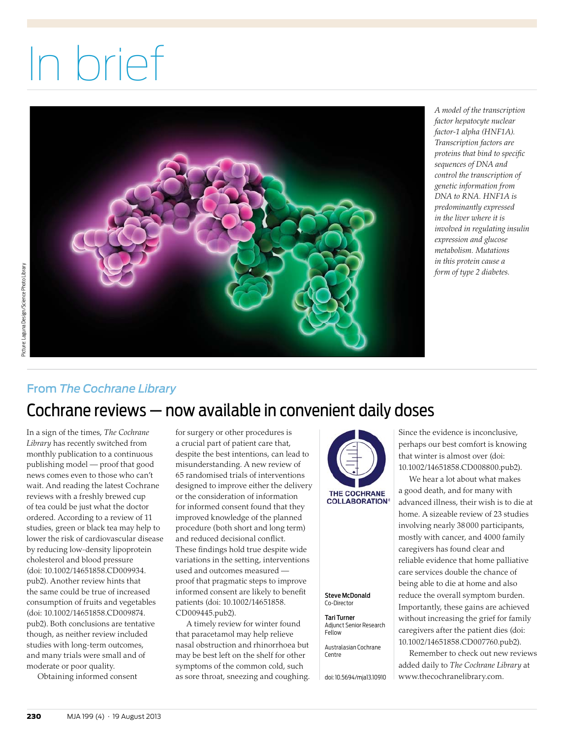# In brief

A model of the transcription factor hepatocyte nuclear factor-1 alpha (HNF1A). Transcription factors are proteins that bind to specific sequences of DNA and control the transcription of genetic information from DNA to RNA. HNF1A is predominantly expressed in the liver where it is involved in regulating insulin expression and glucose metabolism. Mutations in this protein cause a form of type 2 diabetes.

Picture: Laguna Design/Science Photo Library

## From *The Cochrane Library*

## Cochrane reviews — now available in convenient daily doses

In a sign of the times, *The Cochrane Library* has recently switched from monthly publication to a continuous publishing model — proof that good news comes even to those who can't wait. And reading the latest Cochrane reviews with a freshly brewed cup of tea could be just what the doctor ordered. According to a review of 11 studies, green or black tea may help to lower the risk of cardiovascular disease by reducing low-density lipoprotein cholesterol and blood pressure (doi: 10.1002/14651858.CD009934.pub2). Another review hints that the same could be true of increased consumption of fruits and vegetables (doi: 10.1002/14651858.CD009874.pub2). Both conclusions are tentative though, as neither review included studies with long-term outcomes, and many trials were small and of moderate or poor quality.

Obtaining informed consent for surgery or other procedures is a crucial part of patient care that, despite the best intentions, can lead to misunderstanding. A new review of 65 randomised trials of interventions designed to improve either the delivery or the consideration of information for informed consent found that they improved knowledge of the planned procedure (both short and long term) and reduced decisional conflict. These findings hold true despite wide variations in the setting, interventions used and outcomes measured — proof that pragmatic steps to improve informed consent are likely to benefit patients (doi: 10.1002/14651858.CD009445.pub2).

A timely review for winter found that paracetamol may help relieve nasal obstruction and rhinorrhoea but may be best left on the shelf for other symptoms of the common cold, such as sore throat, sneezing and coughing. Since the evidence is inconclusive, perhaps our best comfort is knowing that winter is almost over (doi: 10.1002/14651858.CD008800.pub2).

We hear a lot about what makes a good death, and for many with advanced illness, their wish is to die at home. A sizeable review of 23 studies involving nearly 38 000 participants, mostly with cancer, and 4000 family caregivers has found clear and reliable evidence that home palliative care services double the chance of being able to die at home and also reduce the overall symptom burden. Importantly, these gains are achieved without increasing the grief for family caregivers after the patient dies (doi: 10.1002/14651858.CD007760.pub2).

Remember to check out new reviews added daily to *The Cochrane Library* at www.thecochranelibrary.com.

THE COCHRANE COLLABORATION®

**Steve McDonald**
Co-Director

**Tari Turner**
Adjunct Senior Research Fellow

Australasian Cochrane Centre

doi: 10.5694/mja13.10910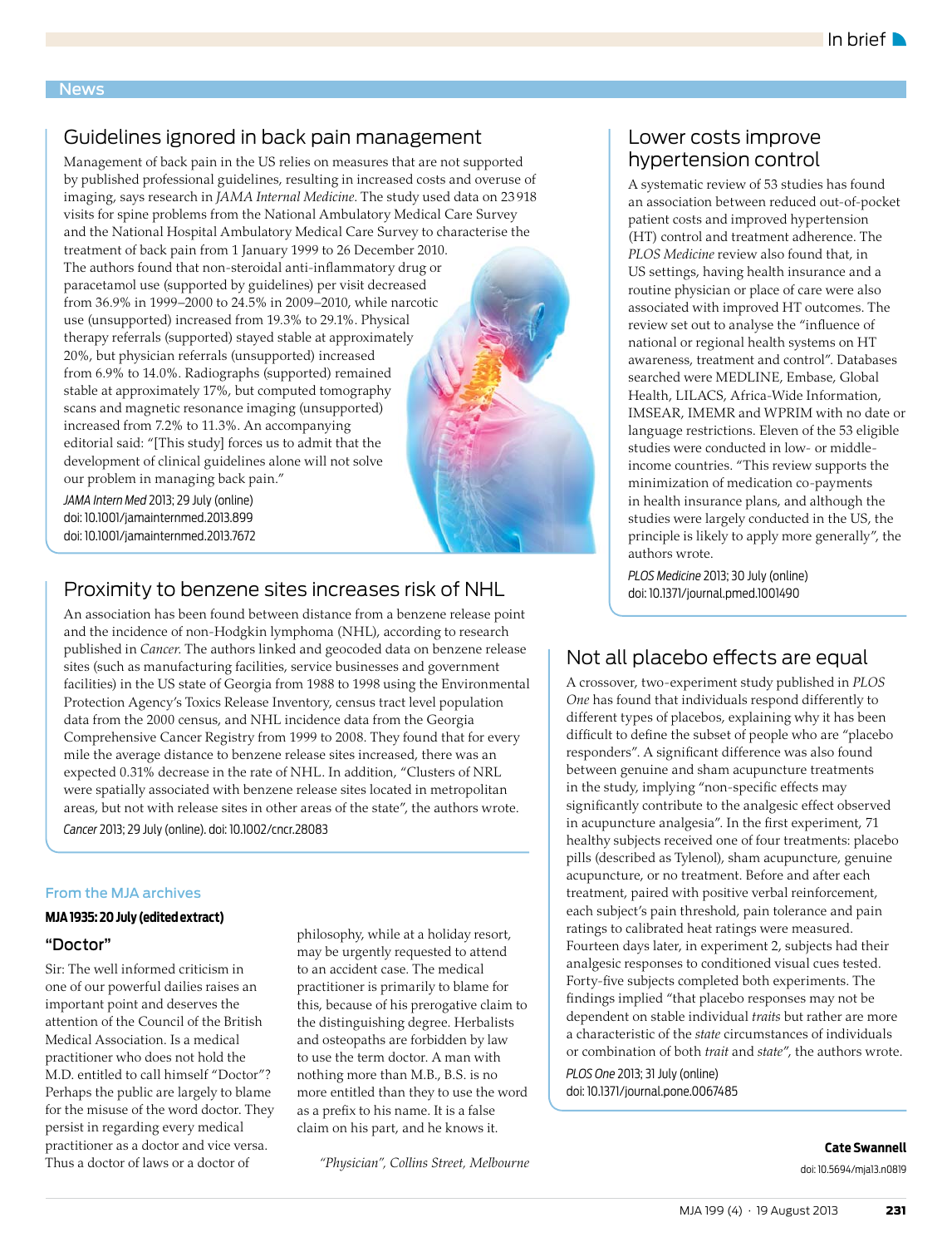In brief

## News

## Guidelines ignored in back pain management

Management of back pain in the US relies on measures that are not supported by published professional guidelines, resulting in increased costs and overuse of imaging, says research in *JAMA Internal Medicine*. The study used data on 23 918 visits for spine problems from the National Ambulatory Medical Care Survey and the National Hospital Ambulatory Medical Care Survey to characterise the treatment of back pain from 1 January 1999 to 26 December 2010. The authors found that non-steroidal anti-inflammatory drug or paracetamol use (supported by guidelines) per visit decreased from 36.9% in 1999–2000 to 24.5% in 2009–2010, while narcotic use (unsupported) increased from 19.3% to 29.1%. Physical therapy referrals (supported) stayed stable at approximately 20%, but physician referrals (unsupported) increased from 6.9% to 14.0%. Radiographs (supported) remained stable at approximately 17%, but computed tomography scans and magnetic resonance imaging (unsupported) increased from 7.2% to 11.3%. An accompanying editorial said: "[This study] forces us to admit that the development of clinical guidelines alone will not solve our problem in managing back pain."

*JAMA Intern Med* 2013; 29 July (online)
doi: 10.1001/jamainternmed.2013.899
doi: 10.1001/jamainternmed.2013.7672

## Proximity to benzene sites increases risk of NHL

An association has been found between distance from a benzene release point and the incidence of non-Hodgkin lymphoma (NHL), according to research published in *Cancer*. The authors linked and geocoded data on benzene release sites (such as manufacturing facilities, service businesses and government facilities) in the US state of Georgia from 1988 to 1998 using the Environmental Protection Agency's Toxics Release Inventory, census tract level population data from the 2000 census, and NHL incidence data from the Georgia Comprehensive Cancer Registry from 1999 to 2008. They found that for every mile the average distance to benzene release sites increased, there was an expected 0.31% decrease in the rate of NHL. In addition, "Clusters of NRL were spatially associated with benzene release sites located in metropolitan areas, but not with release sites in other areas of the state", the authors wrote.

*Cancer* 2013; 29 July (online). doi: 10.1002/cncr.28083

### From the MJA archives

**MJA 1935: 20 July (edited extract)**

### "Doctor"

Sir: The well informed criticism in one of our powerful dailies raises an important point and deserves the attention of the Council of the British Medical Association. Is a medical practitioner who does not hold the M.D. entitled to call himself "Doctor"? Perhaps the public are largely to blame for the misuse of the word doctor. They persist in regarding every medical practitioner as a doctor and vice versa. Thus a doctor of laws or a doctor of philosophy, while at a holiday resort, may be urgently requested to attend to an accident case. The medical practitioner is primarily to blame for this, because of his prerogative claim to the distinguishing degree. Herbalists and osteopaths are forbidden by law to use the term doctor. A man with nothing more than M.B., B.S. is no more entitled than they to use the word as a prefix to his name. It is a false claim on his part, and he knows it.

*"Physician", Collins Street, Melbourne*

## Lower costs improve hypertension control

A systematic review of 53 studies has found an association between reduced out-of-pocket patient costs and improved hypertension (HT) control and treatment adherence. The *PLOS Medicine* review also found that, in US settings, having health insurance and a routine physician or place of care were also associated with improved HT outcomes. The review set out to analyse the "influence of national or regional health systems on HT awareness, treatment and control". Databases searched were MEDLINE, Embase, Global Health, LILACS, Africa-Wide Information, IMSEAR, IMEMR and WPRIM with no date or language restrictions. Eleven of the 53 eligible studies were conducted in low- or middle-income countries. "This review supports the minimization of medication co-payments in health insurance plans, and although the studies were largely conducted in the US, the principle is likely to apply more generally", the authors wrote.

*PLOS Medicine* 2013; 30 July (online)
doi: 10.1371/journal.pmed.1001490

## Not all placebo effects are equal

A crossover, two-experiment study published in *PLOS One* has found that individuals respond differently to different types of placebos, explaining why it has been difficult to define the subset of people who are "placebo responders". A significant difference was also found between genuine and sham acupuncture treatments in the study, implying "non-specific effects may significantly contribute to the analgesic effect observed in acupuncture analgesia". In the first experiment, 71 healthy subjects received one of four treatments: placebo pills (described as Tylenol), sham acupuncture, genuine acupuncture, or no treatment. Before and after each treatment, paired with positive verbal reinforcement, each subject's pain threshold, pain tolerance and pain ratings to calibrated heat ratings were measured. Fourteen days later, in experiment 2, subjects had their analgesic responses to conditioned visual cues tested. Forty-five subjects completed both experiments. The findings implied "that placebo responses may not be dependent on stable individual *traits* but rather are more a characteristic of the *state* circumstances of individuals or combination of both *trait* and *state*", the authors wrote.

*PLOS One* 2013; 31 July (online)
doi: 10.1371/journal.pone.0067485

**Cate Swannell**

doi: 10.5694/mja13.n0819